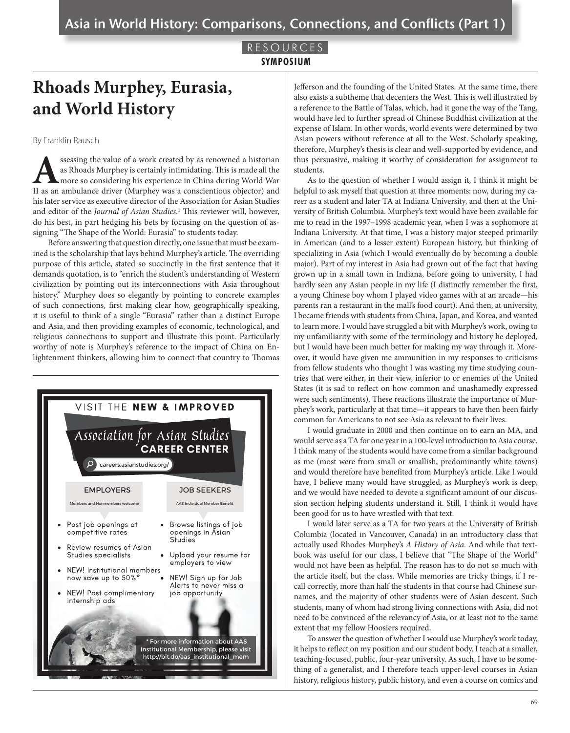RESOURCES

SYMPOSIUM

# Rhoads Murphey, Eurasia, and World History

By Franklin Rausch

Assessing the value of a work created by as renowned a historian as Rhoads Murphey is certainly intimidating. This is made all the more so considering his experience in China during World War II as an ambulance driver (Murphey was a conscientious objector) and his later service as executive director of the Association for Asian Studies and editor of the *Journal of Asian Studies*.[1] This reviewer will, however, do his best, in part hedging his bets by focusing on the question of assigning "The Shape of the World: Eurasia" to students today.

Before answering that question directly, one issue that must be examined is the scholarship that lays behind Murphey's article. The overriding purpose of this article, stated so succinctly in the first sentence that it demands quotation, is to "enrich the student's understanding of Western civilization by pointing out its interconnections with Asia throughout history." Murphey does so elegantly by pointing to concrete examples of such connections, first making clear how, geographically speaking, it is useful to think of a single "Eurasia" rather than a distinct Europe and Asia, and then providing examples of economic, technological, and religious connections to support and illustrate this point. Particularly worthy of note is Murphey's reference to the impact of China on Enlightenment thinkers, allowing him to connect that country to Thomas Jefferson and the founding of the United States. At the same time, there also exists a subtheme that decenters the West. This is well illustrated by a reference to the Battle of Talas, which, had it gone the way of the Tang, would have led to further spread of Chinese Buddhist civilization at the expense of Islam. In other words, world events were determined by two Asian powers without reference at all to the West. Scholarly speaking, therefore, Murphey's thesis is clear and well-supported by evidence, and thus persuasive, making it worthy of consideration for assignment to students.

As to the question of whether I would assign it, I think it might be helpful to ask myself that question at three moments: now, during my career as a student and later TA at Indiana University, and then at the University of British Columbia. Murphey's text would have been available for me to read in the 1997–1998 academic year, when I was a sophomore at Indiana University. At that time, I was a history major steeped primarily in American (and to a lesser extent) European history, but thinking of specializing in Asia (which I would eventually do by becoming a double major). Part of my interest in Asia had grown out of the fact that having grown up in a small town in Indiana, before going to university, I had hardly seen any Asian people in my life (I distinctly remember the first, a young Chinese boy whom I played video games with at an arcade—his parents ran a restaurant in the mall's food court). And then, at university, I became friends with students from China, Japan, and Korea, and wanted to learn more. I would have struggled a bit with Murphey's work, owing to my unfamiliarity with some of the terminology and history he deployed, but I would have been much better for making my way through it. Moreover, it would have given me ammunition in my responses to criticisms from fellow students who thought I was wasting my time studying countries that were either, in their view, inferior to or enemies of the United States (it is sad to reflect on how common and unashamedly expressed were such sentiments). These reactions illustrate the importance of Murphey's work, particularly at that time—it appears to have then been fairly common for Americans to not see Asia as relevant to their lives.

I would graduate in 2000 and then continue on to earn an MA, and would serve as a TA for one year in a 100-level introduction to Asia course. I think many of the students would have come from a similar background as me (most were from small or smallish, predominantly white towns) and would therefore have benefited from Murphey's article. Like I would have, I believe many would have struggled, as Murphey's work is deep, and we would have needed to devote a significant amount of our discussion section helping students understand it. Still, I think it would have been good for us to have wrestled with that text.

I would later serve as a TA for two years at the University of British Columbia (located in Vancouver, Canada) in an introductory class that actually used Rhodes Murphey's *A History of Asia*. And while that textbook was useful for our class, I believe that "The Shape of the World" would not have been as helpful. The reason has to do not so much with the article itself, but the class. While memories are tricky things, if I recall correctly, more than half the students in that course had Chinese surnames, and the majority of other students were of Asian descent. Such students, many of whom had strong living connections with Asia, did not need to be convinced of the relevancy of Asia, or at least not to the same extent that my fellow Hoosiers required.

To answer the question of whether I would use Murphey's work today, it helps to reflect on my position and our student body. I teach at a smaller, teaching-focused, public, four-year university. As such, I have to be something of a generalist, and I therefore teach upper-level courses in Asian history, religious history, public history, and even a course on comics and

VISIT THE **NEW & IMPROVED**

Association for Asian Studies **CAREER CENTER**

careers.asianstudies.org/

**EMPLOYERS**

Members and Nonmembers welcome

- Post job openings at competitive rates
- Review resumes of Asian Studies specialists
- NEW! Institutional members now save up to 50%*
- NEW! Post complimentary internship ads

**JOB SEEKERS**

AAS Individual Member Benefit

- Browse listings of job openings in Asian Studies
- Upload your resume for employers to view
- NEW! Sign up for Job Alerts to never miss a job opportunity

\* For more information about AAS Institutional Membership, please visit http://bit.do/aas_institutional_mem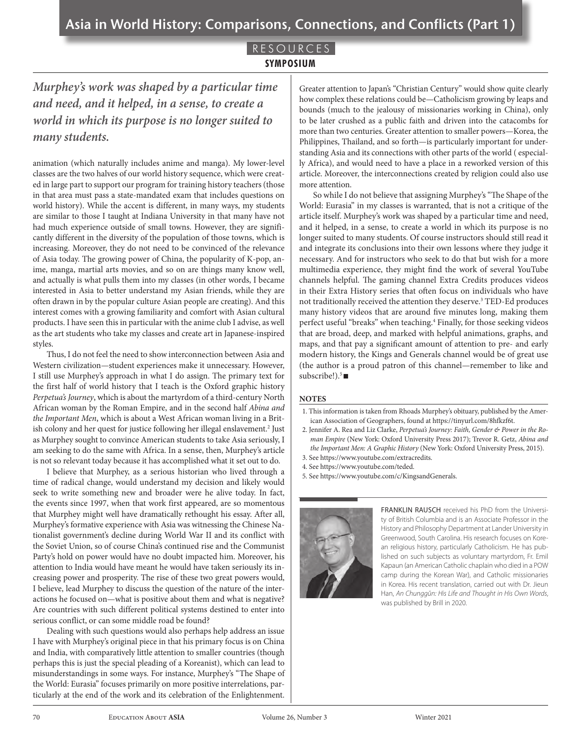*Murphey's work was shaped by a particular time and need, and it helped, in a sense, to create a world in which its purpose is no longer suited to many students.*

animation (which naturally includes anime and manga). My lower-level classes are the two halves of our world history sequence, which were created in large part to support our program for training history teachers (those in that area must pass a state-mandated exam that includes questions on world history). While the accent is different, in many ways, my students are similar to those I taught at Indiana University in that many have not had much experience outside of small towns. However, they are significantly different in the diversity of the population of those towns, which is increasing. Moreover, they do not need to be convinced of the relevance of Asia today. The growing power of China, the popularity of K-pop, anime, manga, martial arts movies, and so on are things many know well, and actually is what pulls them into my classes (in other words, I became interested in Asia to better understand my Asian friends, while they are often drawn in by the popular culture Asian people are creating). And this interest comes with a growing familiarity and comfort with Asian cultural products. I have seen this in particular with the anime club I advise, as well as the art students who take my classes and create art in Japanese-inspired styles.

Thus, I do not feel the need to show interconnection between Asia and Western civilization—student experiences make it unnecessary. However, I still use Murphey's approach in what I do assign. The primary text for the first half of world history that I teach is the Oxford graphic history *Perpetua's Journey*, which is about the martyrdom of a third-century North African woman by the Roman Empire, and in the second half *Abina and the Important Men*, which is about a West African woman living in a British colony and her quest for justice following her illegal enslavement.[2] Just as Murphey sought to convince American students to take Asia seriously, I am seeking to do the same with Africa. In a sense, then, Murphey's article is not so relevant today because it has accomplished what it set out to do.

I believe that Murphey, as a serious historian who lived through a time of radical change, would understand my decision and likely would seek to write something new and broader were he alive today. In fact, the events since 1997, when that work first appeared, are so momentous that Murphey might well have dramatically rethought his essay. After all, Murphey's formative experience with Asia was witnessing the Chinese Nationalist government's decline during World War II and its conflict with the Soviet Union, so of course China's continued rise and the Communist Party's hold on power would have no doubt impacted him. Moreover, his attention to India would have meant he would have taken seriously its increasing power and prosperity. The rise of these two great powers would, I believe, lead Murphey to discuss the question of the nature of the interactions he focused on—what is positive about them and what is negative? Are countries with such different political systems destined to enter into serious conflict, or can some middle road be found?

Dealing with such questions would also perhaps help address an issue I have with Murphey's original piece in that his primary focus is on China and India, with comparatively little attention to smaller countries (though perhaps this is just the special pleading of a Koreanist), which can lead to misunderstandings in some ways. For instance, Murphey's "The Shape of the World: Eurasia" focuses primarily on more positive interrelations, particularly at the end of the work and its celebration of the Enlightenment. Greater attention to Japan's "Christian Century" would show quite clearly how complex these relations could be—Catholicism growing by leaps and bounds (much to the jealousy of missionaries working in China), only to be later crushed as a public faith and driven into the catacombs for more than two centuries. Greater attention to smaller powers—Korea, the Philippines, Thailand, and so forth—is particularly important for understanding Asia and its connections with other parts of the world (especially Africa), and would need to have a place in a reworked version of this article. Moreover, the interconnections created by religion could also use more attention.

So while I do not believe that assigning Murphey's "The Shape of the World: Eurasia" in my classes is warranted, that is not a critique of the article itself. Murphey's work was shaped by a particular time and need, and it helped, in a sense, to create a world in which its purpose is no longer suited to many students. Of course instructors should still read it and integrate its conclusions into their own lessons where they judge it necessary. And for instructors who seek to do that but wish for a more multimedia experience, they might find the work of several YouTube channels helpful. The gaming channel Extra Credits produces videos in their Extra History series that often focus on individuals who have not traditionally received the attention they deserve.[3] TED-Ed produces many history videos that are around five minutes long, making them perfect useful "breaks" when teaching.[4] Finally, for those seeking videos that are broad, deep, and marked with helpful animations, graphs, and maps, and that pay a significant amount of attention to pre- and early modern history, the Kings and Generals channel would be of great use (the author is a proud patron of this channel—remember to like and subscribe!).[5] ■

## NOTES

1. This information is taken from Rhoads Murphey's obituary, published by the American Association of Geographers, found at https://tinyurl.com/8hfkzf6t.
2. Jennifer A. Rea and Liz Clarke, *Perpetua's Journey: Faith, Gender & Power in the Roman Empire* (New York: Oxford University Press 2017); Trevor R. Getz, *Abina and the Important Men: A Graphic History* (New York: Oxford University Press, 2015).
3. See https://www.youtube.com/extracredits.
4. See https://www.youtube.com/teded.
5. See https://www.youtube.com/c/KingsandGenerals.

FRANKLIN RAUSCH received his PhD from the University of British Columbia and is an Associate Professor in the History and Philosophy Department at Lander University in Greenwood, South Carolina. His research focuses on Korean religious history, particularly Catholicism. He has published on such subjects as voluntary martyrdom, Fr. Emil Kapaun (an American Catholic chaplain who died in a POW camp during the Korean War), and Catholic missionaries in Korea. His recent translation, carried out with Dr. Jieun Han, *An Chunggŭn: His Life and Thought in His Own Words*, was published by Brill in 2020.